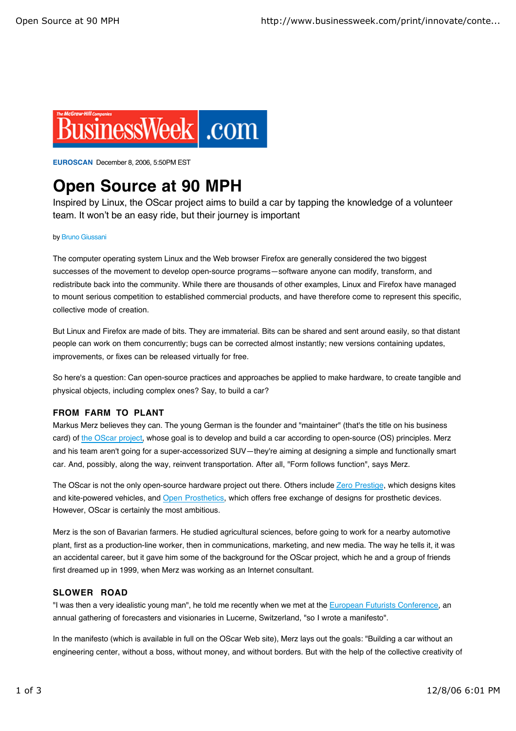**EUROSCAN** December 8, 2006, 5:50PM EST

# Open Source at 90 MPH

Inspired by Linux, the OScar project aims to build a car by tapping the knowledge of a volunteer team. It won't be an easy ride, but their journey is important

by Bruno Giussani

The computer operating system Linux and the Web browser Firefox are generally considered the two biggest successes of the movement to develop open-source programs—software anyone can modify, transform, and redistribute back into the community. While there are thousands of other examples, Linux and Firefox have managed to mount serious competition to established commercial products, and have therefore come to represent this specific, collective mode of creation.

But Linux and Firefox are made of bits. They are immaterial. Bits can be shared and sent around easily, so that distant people can work on them concurrently; bugs can be corrected almost instantly; new versions containing updates, improvements, or fixes can be released virtually for free.

So here's a question: Can open-source practices and approaches be applied to make hardware, to create tangible and physical objects, including complex ones? Say, to build a car?

## FROM FARM TO PLANT

Markus Merz believes they can. The young German is the founder and "maintainer" (that's the title on his business card) of the OScar project, whose goal is to develop and build a car according to open-source (OS) principles. Merz and his team aren't going for a super-accessorized SUV—they're aiming at designing a simple and functionally smart car. And, possibly, along the way, reinvent transportation. After all, "Form follows function", says Merz.

The OScar is not the only open-source hardware project out there. Others include Zero Prestige, which designs kites and kite-powered vehicles, and Open Prosthetics, which offers free exchange of designs for prosthetic devices. However, OScar is certainly the most ambitious.

Merz is the son of Bavarian farmers. He studied agricultural sciences, before going to work for a nearby automotive plant, first as a production-line worker, then in communications, marketing, and new media. The way he tells it, it was an accidental career, but it gave him some of the background for the OScar project, which he and a group of friends first dreamed up in 1999, when Merz was working as an Internet consultant.

## SLOWER ROAD

"I was then a very idealistic young man", he told me recently when we met at the European Futurists Conference, an annual gathering of forecasters and visionaries in Lucerne, Switzerland, "so I wrote a manifesto".

In the manifesto (which is available in full on the OScar Web site), Merz lays out the goals: "Building a car without an engineering center, without a boss, without money, and without borders. But with the help of the collective creativity of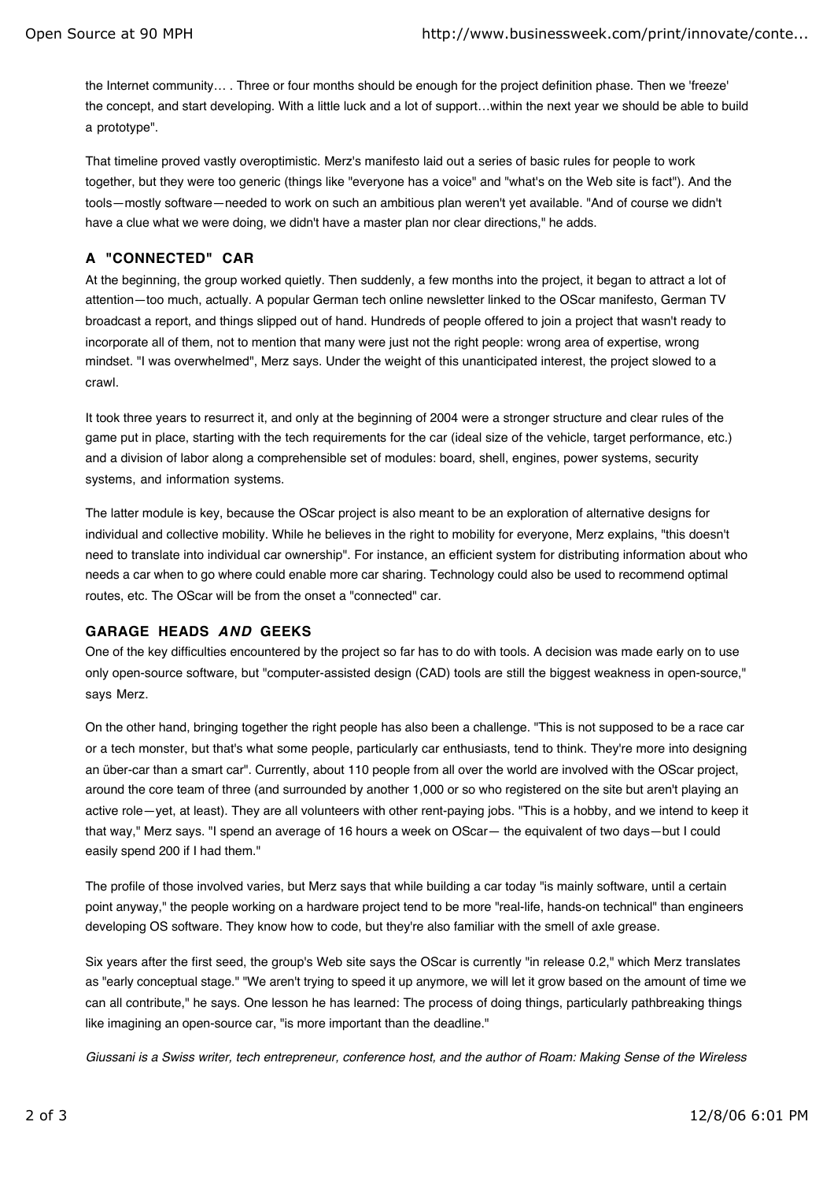the Internet community… . Three or four months should be enough for the project definition phase. Then we 'freeze' the concept, and start developing. With a little luck and a lot of support…within the next year we should be able to build a prototype".

That timeline proved vastly overoptimistic. Merz's manifesto laid out a series of basic rules for people to work together, but they were too generic (things like "everyone has a voice" and "what's on the Web site is fact"). And the tools—mostly software—needed to work on such an ambitious plan weren't yet available. "And of course we didn't have a clue what we were doing, we didn't have a master plan nor clear directions," he adds.

### A "CONNECTED" CAR

At the beginning, the group worked quietly. Then suddenly, a few months into the project, it began to attract a lot of attention—too much, actually. A popular German tech online newsletter linked to the OScar manifesto, German TV broadcast a report, and things slipped out of hand. Hundreds of people offered to join a project that wasn't ready to incorporate all of them, not to mention that many were just not the right people: wrong area of expertise, wrong mindset. "I was overwhelmed", Merz says. Under the weight of this unanticipated interest, the project slowed to a crawl.

It took three years to resurrect it, and only at the beginning of 2004 were a stronger structure and clear rules of the game put in place, starting with the tech requirements for the car (ideal size of the vehicle, target performance, etc.) and a division of labor along a comprehensible set of modules: board, shell, engines, power systems, security systems, and information systems.

The latter module is key, because the OScar project is also meant to be an exploration of alternative designs for individual and collective mobility. While he believes in the right to mobility for everyone, Merz explains, "this doesn't need to translate into individual car ownership". For instance, an efficient system for distributing information about who needs a car when to go where could enable more car sharing. Technology could also be used to recommend optimal routes, etc. The OScar will be from the onset a "connected" car.

### GARAGE HEADS *AND* GEEKS

One of the key difficulties encountered by the project so far has to do with tools. A decision was made early on to use only open-source software, but "computer-assisted design (CAD) tools are still the biggest weakness in open-source," says Merz.

On the other hand, bringing together the right people has also been a challenge. "This is not supposed to be a race car or a tech monster, but that's what some people, particularly car enthusiasts, tend to think. They're more into designing an über-car than a smart car". Currently, about 110 people from all over the world are involved with the OScar project, around the core team of three (and surrounded by another 1,000 or so who registered on the site but aren't playing an active role—yet, at least). They are all volunteers with other rent-paying jobs. "This is a hobby, and we intend to keep it that way," Merz says. "I spend an average of 16 hours a week on OScar— the equivalent of two days—but I could easily spend 200 if I had them."

The profile of those involved varies, but Merz says that while building a car today "is mainly software, until a certain point anyway," the people working on a hardware project tend to be more "real-life, hands-on technical" than engineers developing OS software. They know how to code, but they're also familiar with the smell of axle grease.

Six years after the first seed, the group's Web site says the OScar is currently "in release 0.2," which Merz translates as "early conceptual stage." "We aren't trying to speed it up anymore, we will let it grow based on the amount of time we can all contribute," he says. One lesson he has learned: The process of doing things, particularly pathbreaking things like imagining an open-source car, "is more important than the deadline."

*Giussani is a Swiss writer, tech entrepreneur, conference host, and the author of Roam: Making Sense of the Wireless*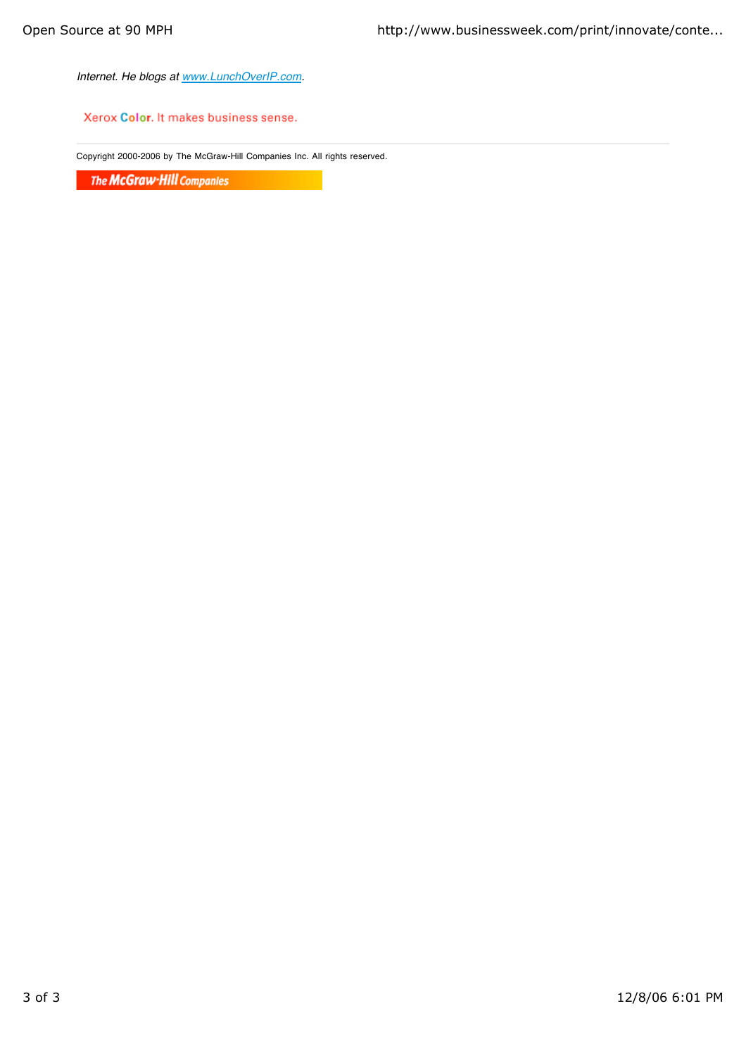*Internet. He blogs at [www.LunchOverIP.com](http://www.LunchOverIP.com).*

Xerox Color. It makes business sense.

---

Copyright 2000-2006 by The McGraw-Hill Companies Inc. All rights reserved.

The McGraw-Hill Companies